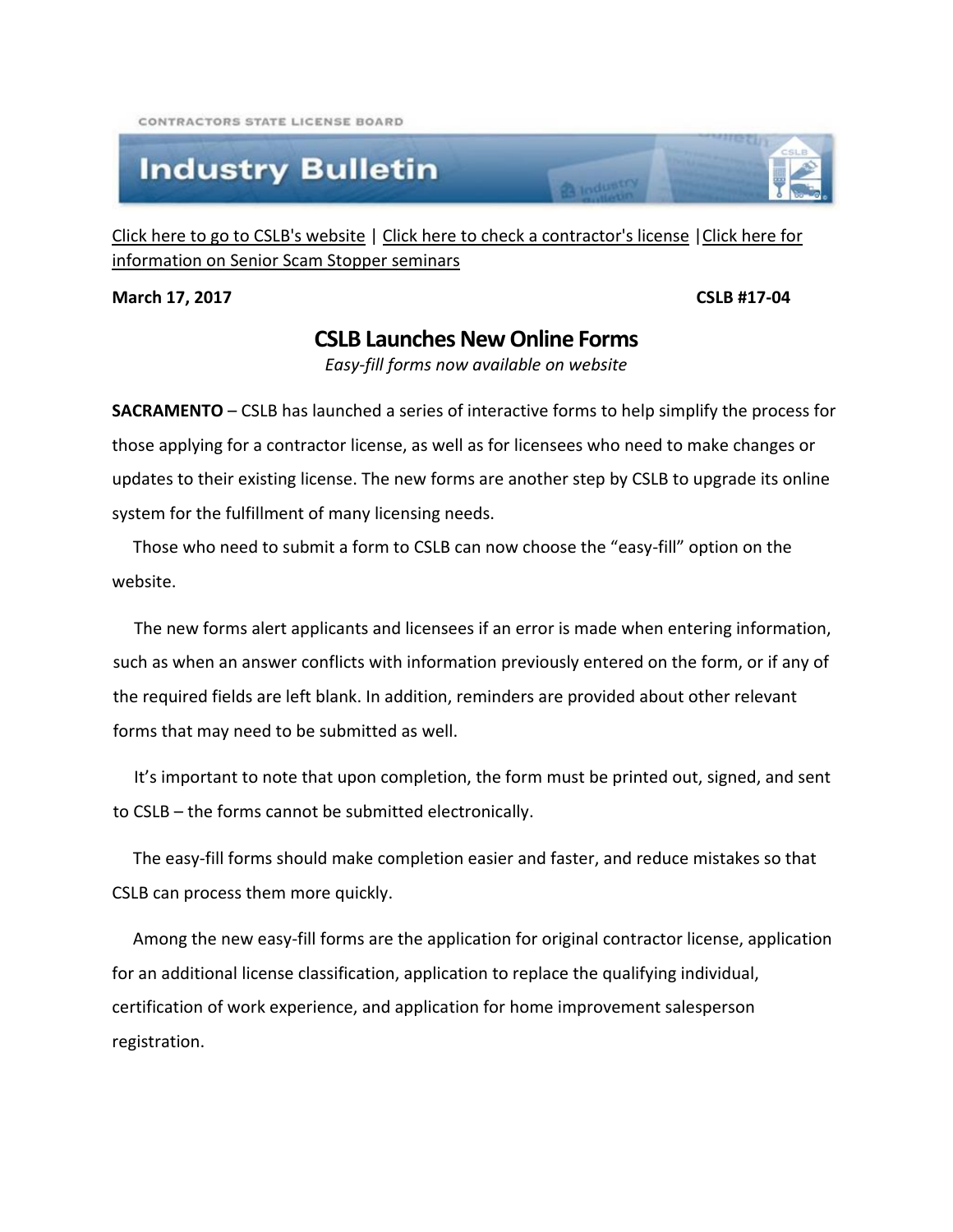CONTRACTORS STATE LICENSE BOARD

# Industry Bulletin

Click here to go to CSLB's website | Click here to check a contractor's license | Click here for information on Senior Scam Stopper seminars

**March 17, 2017** **CSLB #17-04**

## CSLB Launches New Online Forms

*Easy-fill forms now available on website*

**SACRAMENTO** – CSLB has launched a series of interactive forms to help simplify the process for those applying for a contractor license, as well as for licensees who need to make changes or updates to their existing license. The new forms are another step by CSLB to upgrade its online system for the fulfillment of many licensing needs.

Those who need to submit a form to CSLB can now choose the "easy-fill" option on the website.

The new forms alert applicants and licensees if an error is made when entering information, such as when an answer conflicts with information previously entered on the form, or if any of the required fields are left blank. In addition, reminders are provided about other relevant forms that may need to be submitted as well.

It's important to note that upon completion, the form must be printed out, signed, and sent to CSLB – the forms cannot be submitted electronically.

The easy-fill forms should make completion easier and faster, and reduce mistakes so that CSLB can process them more quickly.

Among the new easy-fill forms are the application for original contractor license, application for an additional license classification, application to replace the qualifying individual, certification of work experience, and application for home improvement salesperson registration.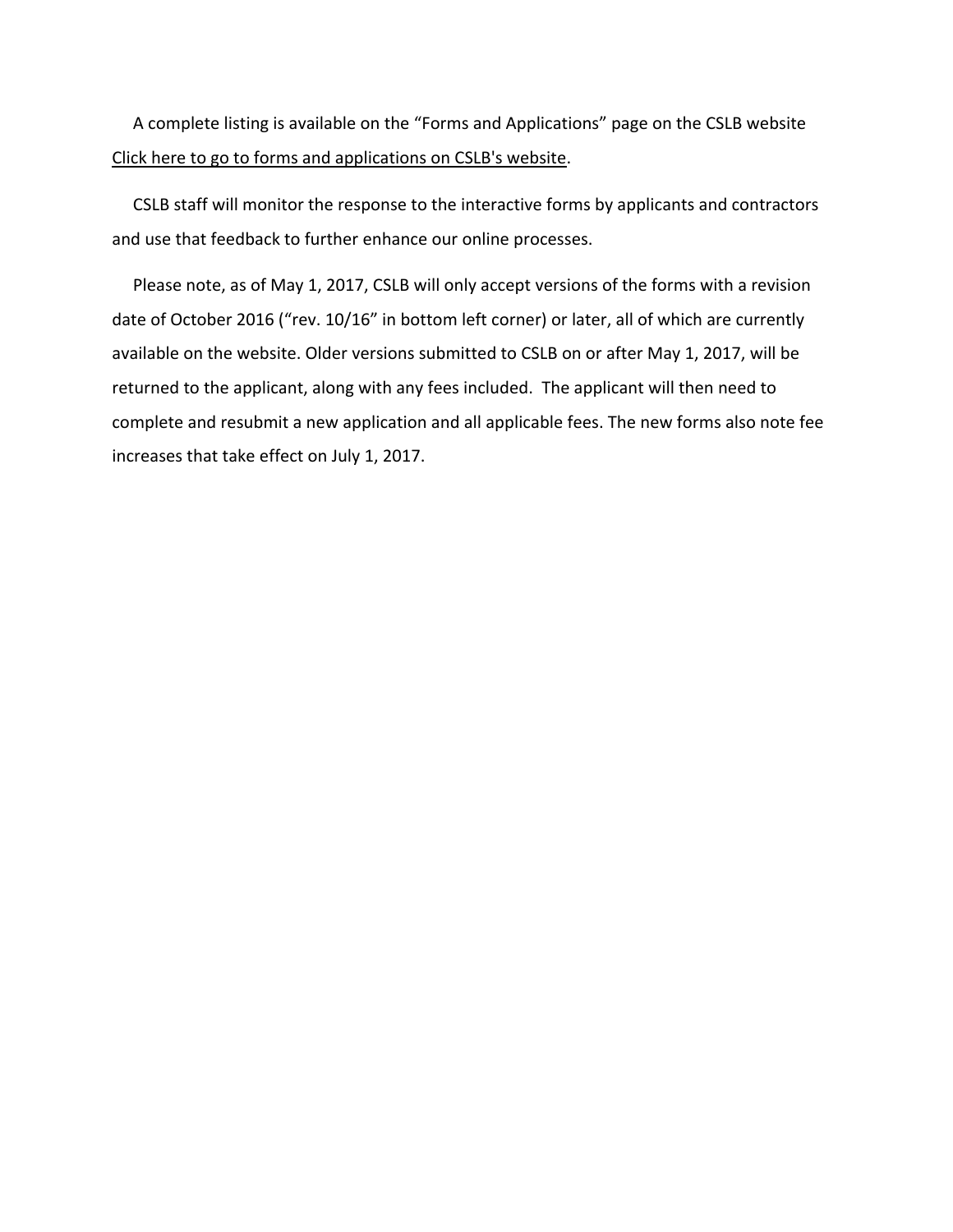A complete listing is available on the "Forms and Applications" page on the CSLB website Click here to go to forms and applications on CSLB's website.

CSLB staff will monitor the response to the interactive forms by applicants and contractors and use that feedback to further enhance our online processes.

Please note, as of May 1, 2017, CSLB will only accept versions of the forms with a revision date of October 2016 ("rev. 10/16" in bottom left corner) or later, all of which are currently available on the website. Older versions submitted to CSLB on or after May 1, 2017, will be returned to the applicant, along with any fees included. The applicant will then need to complete and resubmit a new application and all applicable fees. The new forms also note fee increases that take effect on July 1, 2017.